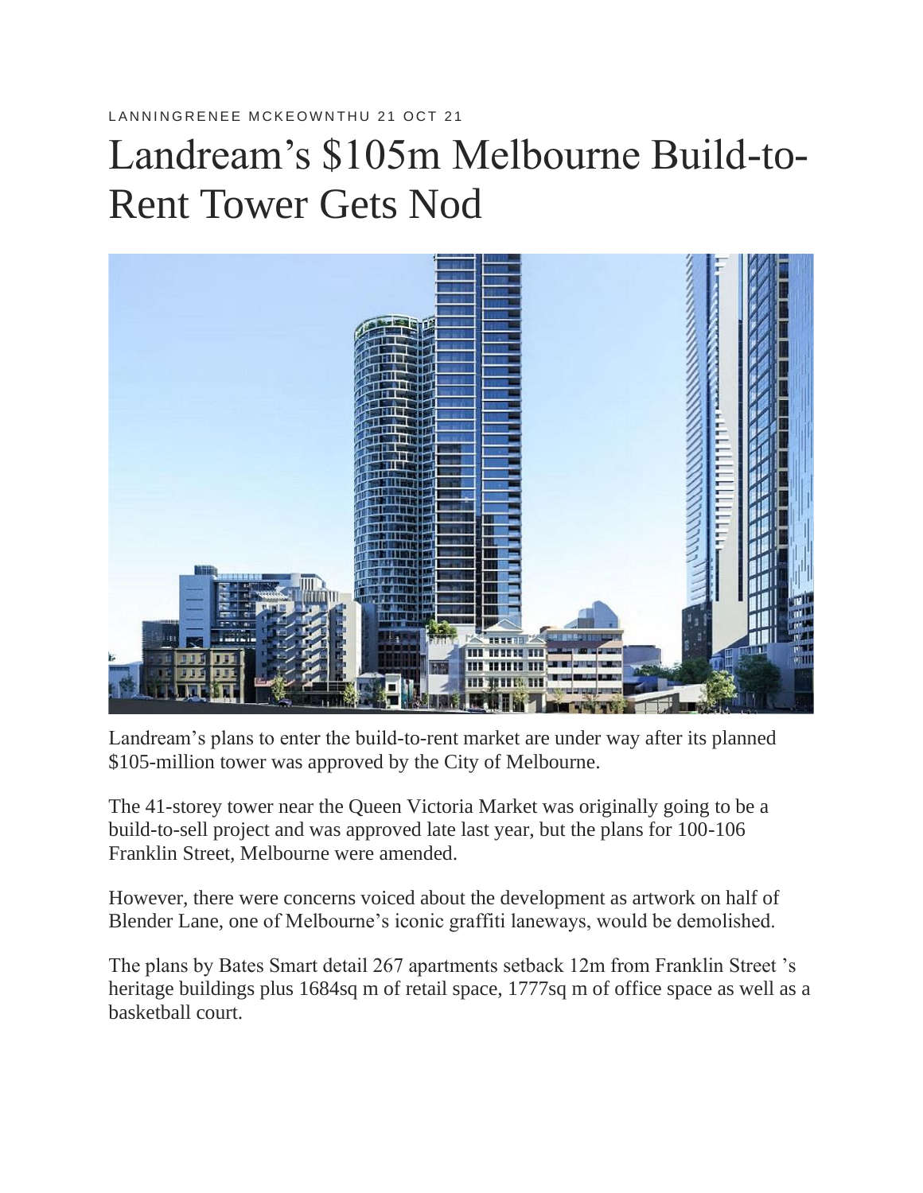LANNINGRENEE MCKEOWNTHU 21 OCT 21

# Landream's $105m Melbourne Build-to-Rent Tower Gets Nod

Landream's plans to enter the build-to-rent market are under way after its planned $105-million tower was approved by the City of Melbourne.

The 41-storey tower near the Queen Victoria Market was originally going to be a build-to-sell project and was approved late last year, but the plans for 100-106 Franklin Street, Melbourne were amended.

However, there were concerns voiced about the development as artwork on half of Blender Lane, one of Melbourne's iconic graffiti laneways, would be demolished.

The plans by Bates Smart detail 267 apartments setback 12m from Franklin Street 's heritage buildings plus 1684sq m of retail space, 1777sq m of office space as well as a basketball court.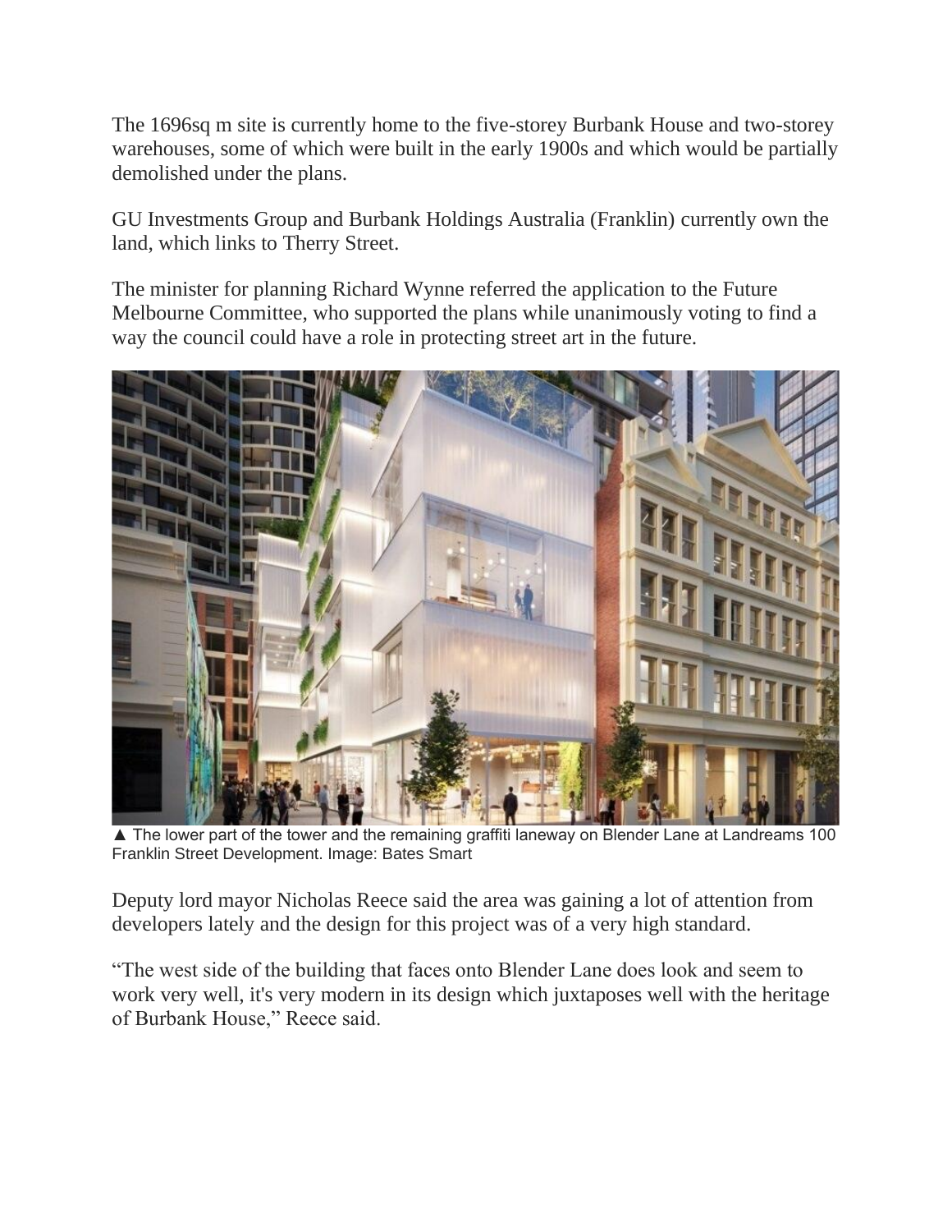The 1696sq m site is currently home to the five-storey Burbank House and two-storey warehouses, some of which were built in the early 1900s and which would be partially demolished under the plans.

GU Investments Group and Burbank Holdings Australia (Franklin) currently own the land, which links to Therry Street.

The minister for planning Richard Wynne referred the application to the Future Melbourne Committee, who supported the plans while unanimously voting to find a way the council could have a role in protecting street art in the future.

▲ The lower part of the tower and the remaining graffiti laneway on Blender Lane at Landreams 100 Franklin Street Development. Image: Bates Smart

Deputy lord mayor Nicholas Reece said the area was gaining a lot of attention from developers lately and the design for this project was of a very high standard.

"The west side of the building that faces onto Blender Lane does look and seem to work very well, it's very modern in its design which juxtaposes well with the heritage of Burbank House," Reece said.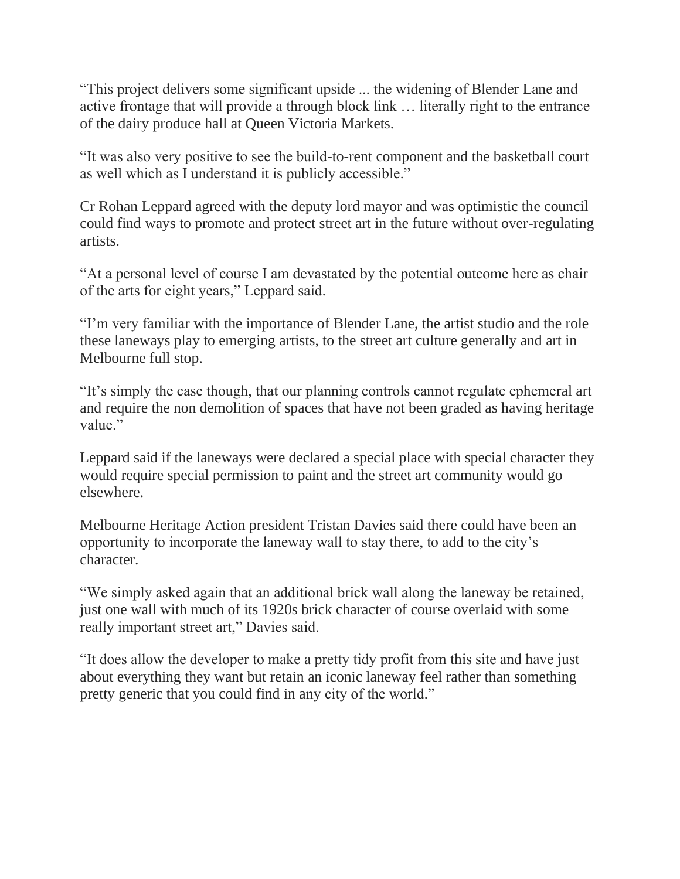"This project delivers some significant upside ... the widening of Blender Lane and active frontage that will provide a through block link … literally right to the entrance of the dairy produce hall at Queen Victoria Markets.

"It was also very positive to see the build-to-rent component and the basketball court as well which as I understand it is publicly accessible."

Cr Rohan Leppard agreed with the deputy lord mayor and was optimistic the council could find ways to promote and protect street art in the future without over-regulating artists.

"At a personal level of course I am devastated by the potential outcome here as chair of the arts for eight years," Leppard said.

"I'm very familiar with the importance of Blender Lane, the artist studio and the role these laneways play to emerging artists, to the street art culture generally and art in Melbourne full stop.

"It's simply the case though, that our planning controls cannot regulate ephemeral art and require the non demolition of spaces that have not been graded as having heritage value."

Leppard said if the laneways were declared a special place with special character they would require special permission to paint and the street art community would go elsewhere.

Melbourne Heritage Action president Tristan Davies said there could have been an opportunity to incorporate the laneway wall to stay there, to add to the city's character.

"We simply asked again that an additional brick wall along the laneway be retained, just one wall with much of its 1920s brick character of course overlaid with some really important street art," Davies said.

"It does allow the developer to make a pretty tidy profit from this site and have just about everything they want but retain an iconic laneway feel rather than something pretty generic that you could find in any city of the world."